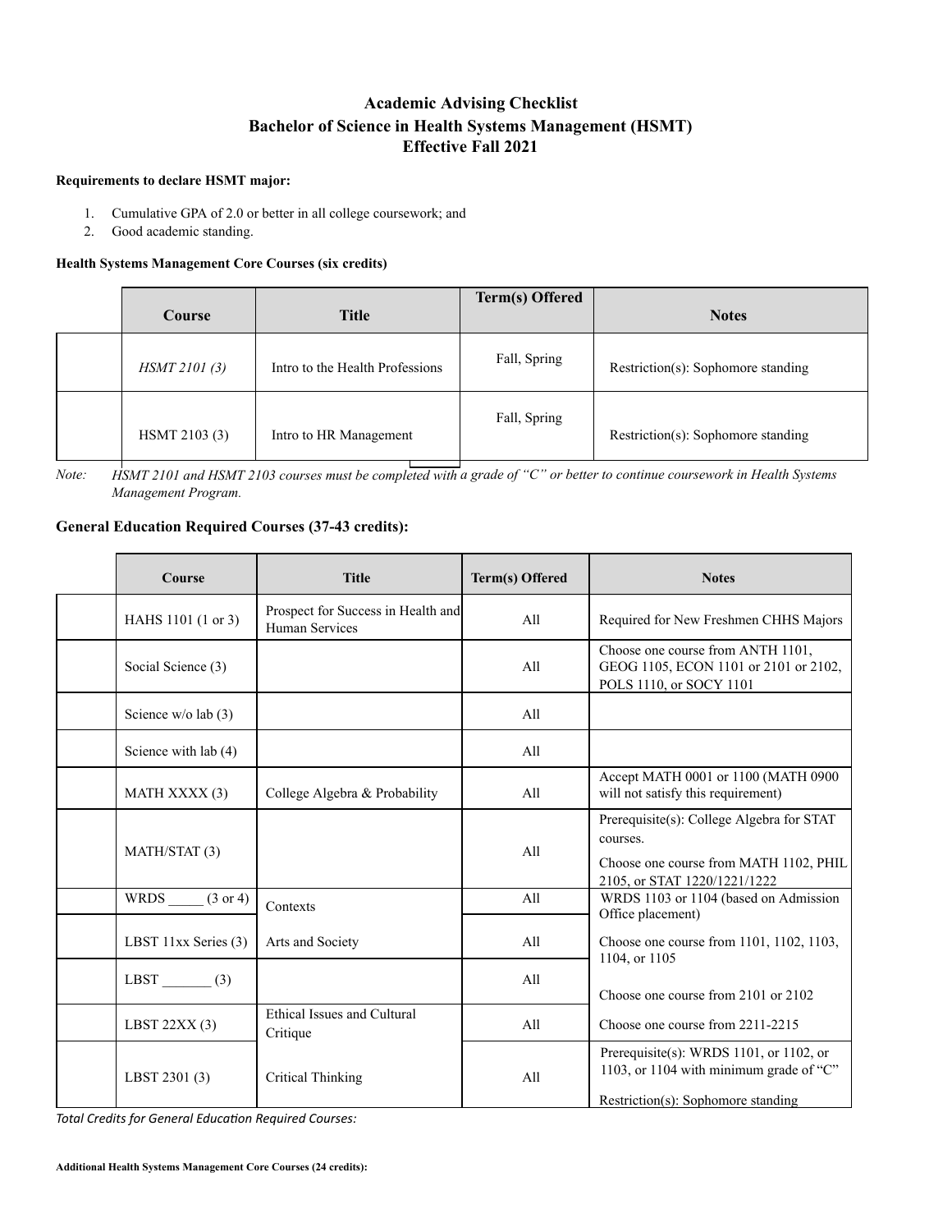# Academic Advising Checklist
# Bachelor of Science in Health Systems Management (HSMT)
# Effective Fall 2021

**Requirements to declare HSMT major:**

1. Cumulative GPA of 2.0 or better in all college coursework; and
2. Good academic standing.

**Health Systems Management Core Courses (six credits)**

| | Course | Title | Term(s) Offered | Notes |
|---|---|---|---|---|
| | *HSMT 2101 (3)* | Intro to the Health Professions | Fall, Spring | Restriction(s): Sophomore standing |
| | HSMT 2103 (3) | Intro to HR Management | Fall, Spring | Restriction(s): Sophomore standing |

*Note: HSMT 2101 and HSMT 2103 courses must be completed with a grade of "C" or better to continue coursework in Health Systems Management Program.*

**General Education Required Courses (37-43 credits):**

| | Course | Title | Term(s) Offered | Notes |
|---|---|---|---|---|
| | HAHS 1101 (1 or 3) | Prospect for Success in Health and Human Services | All | Required for New Freshmen CHHS Majors |
| | Social Science (3) | | All | Choose one course from ANTH 1101, GEOG 1105, ECON 1101 or 2101 or 2102, POLS 1110, or SOCY 1101 |
| | Science w/o lab (3) | | All | |
| | Science with lab (4) | | All | |
| | MATH XXXX (3) | College Algebra & Probability | All | Accept MATH 0001 or 1100 (MATH 0900 will not satisfy this requirement) |
| | MATH/STAT (3) | | All | Prerequisite(s): College Algebra for STAT courses. Choose one course from MATH 1102, PHIL 2105, or STAT 1220/1221/1222 |
| | WRDS _____ (3 or 4) | Contexts | All | WRDS 1103 or 1104 (based on Admission Office placement) |
| | LBST 11xx Series (3) | Arts and Society | All | Choose one course from 1101, 1102, 1103, 1104, or 1105 |
| | LBST _______ (3) | | All | Choose one course from 2101 or 2102 |
| | LBST 22XX (3) | Ethical Issues and Cultural Critique | All | Choose one course from 2211-2215 |
| | LBST 2301 (3) | Critical Thinking | All | Prerequisite(s): WRDS 1101, or 1102, or 1103, or 1104 with minimum grade of "C" Restriction(s): Sophomore standing |

*Total Credits for General Education Required Courses:*

**Additional Health Systems Management Core Courses (24 credits):**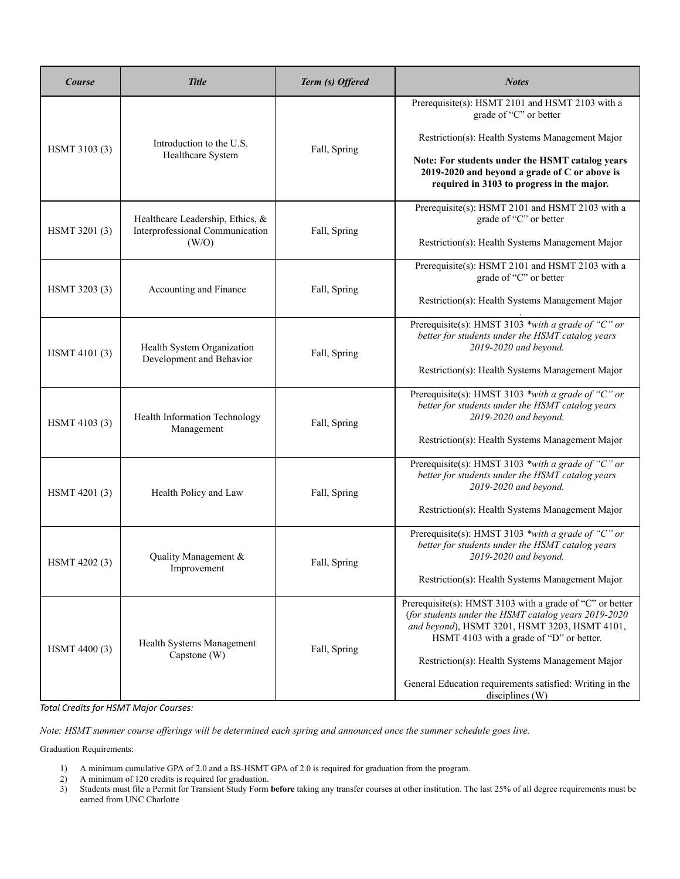| *Course* | *Title* | *Term (s) Offered* | *Notes* |
|---|---|---|---|
| HSMT 3103 (3) | Introduction to the U.S. Healthcare System | Fall, Spring | Prerequisite(s): HSMT 2101 and HSMT 2103 with a grade of "C" or better<br><br>Restriction(s): Health Systems Management Major<br><br>**Note: For students under the HSMT catalog years 2019-2020 and beyond a grade of C or above is required in 3103 to progress in the major.** |
| HSMT 3201 (3) | Healthcare Leadership, Ethics, & Interprofessional Communication (W/O) | Fall, Spring | Prerequisite(s): HSMT 2101 and HSMT 2103 with a grade of "C" or better<br><br>Restriction(s): Health Systems Management Major |
| HSMT 3203 (3) | Accounting and Finance | Fall, Spring | Prerequisite(s): HSMT 2101 and HSMT 2103 with a grade of "C" or better<br><br>Restriction(s): Health Systems Management Major |
| HSMT 4101 (3) | Health System Organization Development and Behavior | Fall, Spring | Prerequisite(s): HMST 3103 *\*with a grade of "C" or better for students under the HSMT catalog years 2019-2020 and beyond.*<br><br>Restriction(s): Health Systems Management Major |
| HSMT 4103 (3) | Health Information Technology Management | Fall, Spring | Prerequisite(s): HMST 3103 *\*with a grade of "C" or better for students under the HSMT catalog years 2019-2020 and beyond.*<br><br>Restriction(s): Health Systems Management Major |
| HSMT 4201 (3) | Health Policy and Law | Fall, Spring | Prerequisite(s): HMST 3103 *\*with a grade of "C" or better for students under the HSMT catalog years 2019-2020 and beyond.*<br><br>Restriction(s): Health Systems Management Major |
| HSMT 4202 (3) | Quality Management & Improvement | Fall, Spring | Prerequisite(s): HMST 3103 *\*with a grade of "C" or better for students under the HSMT catalog years 2019-2020 and beyond.*<br><br>Restriction(s): Health Systems Management Major |
| HSMT 4400 (3) | Health Systems Management Capstone (W) | Fall, Spring | Prerequisite(s): HMST 3103 with a grade of "C" or better (*for students under the HSMT catalog years 2019-2020 and beyond*), HSMT 3201, HSMT 3203, HSMT 4101, HSMT 4103 with a grade of "D" or better.<br><br>Restriction(s): Health Systems Management Major<br><br>General Education requirements satisfied: Writing in the disciplines (W) |

*Total Credits for HSMT Major Courses:*

*Note: HSMT summer course offerings will be determined each spring and announced once the summer schedule goes live.*

Graduation Requirements:

1) A minimum cumulative GPA of 2.0 and a BS-HSMT GPA of 2.0 is required for graduation from the program.
2) A minimum of 120 credits is required for graduation.
3) Students must file a Permit for Transient Study Form **before** taking any transfer courses at other institution. The last 25% of all degree requirements must be earned from UNC Charlotte